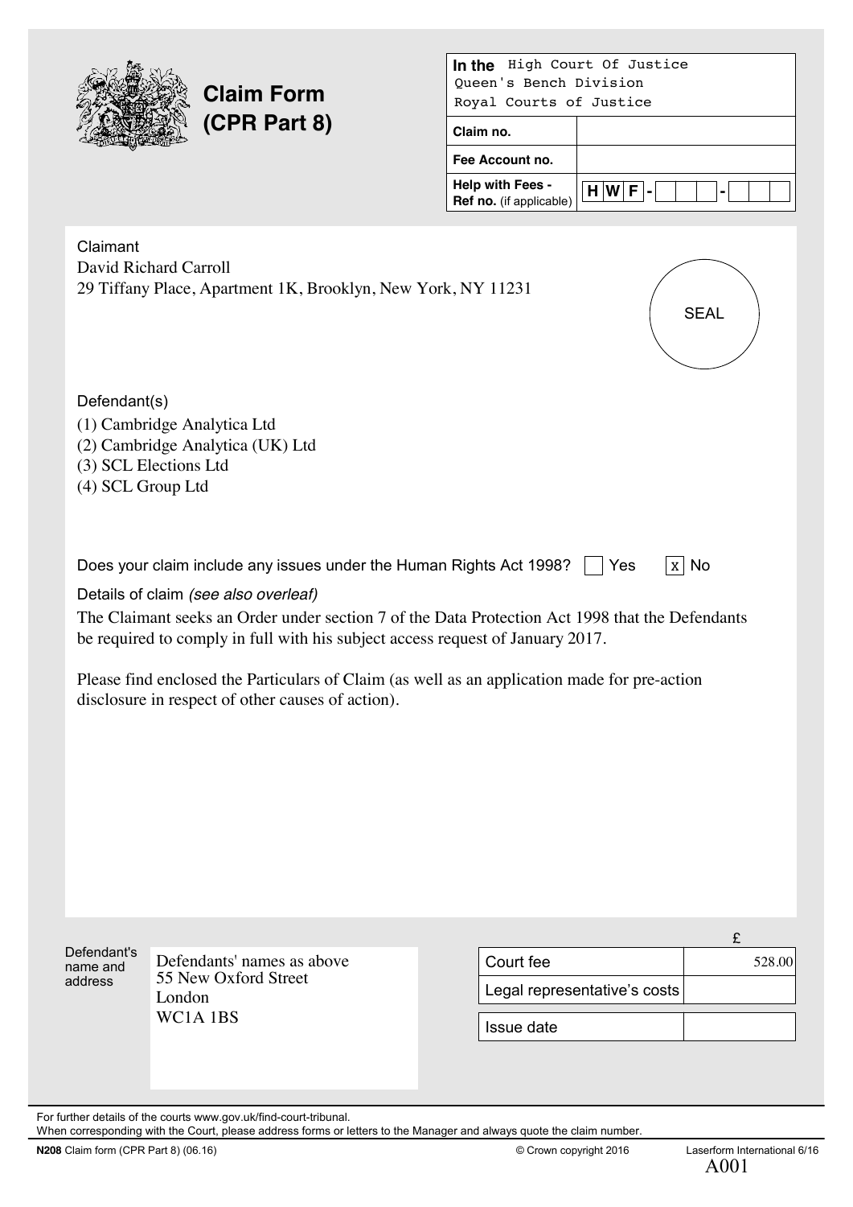# Claim Form (CPR Part 8)

| | |
|---|---|
| **In the** | High Court Of Justice<br>Queen's Bench Division<br>Royal Courts of Justice |
| **Claim no.** | |
| **Fee Account no.** | |
| **Help with Fees - Ref no.** (if applicable) | H W F - - |

SEAL

Claimant

David Richard Carroll
29 Tiffany Place, Apartment 1K, Brooklyn, New York, NY 11231

Defendant(s)

(1) Cambridge Analytica Ltd
(2) Cambridge Analytica (UK) Ltd
(3) SCL Elections Ltd
(4) SCL Group Ltd

Does your claim include any issues under the Human Rights Act 1998? [ ] Yes [x] No

Details of claim *(see also overleaf)*

The Claimant seeks an Order under section 7 of the Data Protection Act 1998 that the Defendants be required to comply in full with his subject access request of January 2017.

Please find enclosed the Particulars of Claim (as well as an application made for pre-action disclosure in respect of other causes of action).

Defendant's name and address

Defendants' names as above
55 New Oxford Street
London
WC1A 1BS

| | £ |
|---|---|
| Court fee | 528.00 |
| Legal representative's costs | |
| Issue date | |

For further details of the courts www.gov.uk/find-court-tribunal.
When corresponding with the Court, please address forms or letters to the Manager and always quote the claim number.

N208 Claim form (CPR Part 8) (06.16) © Crown copyright 2016 Laserform International 6/16

A001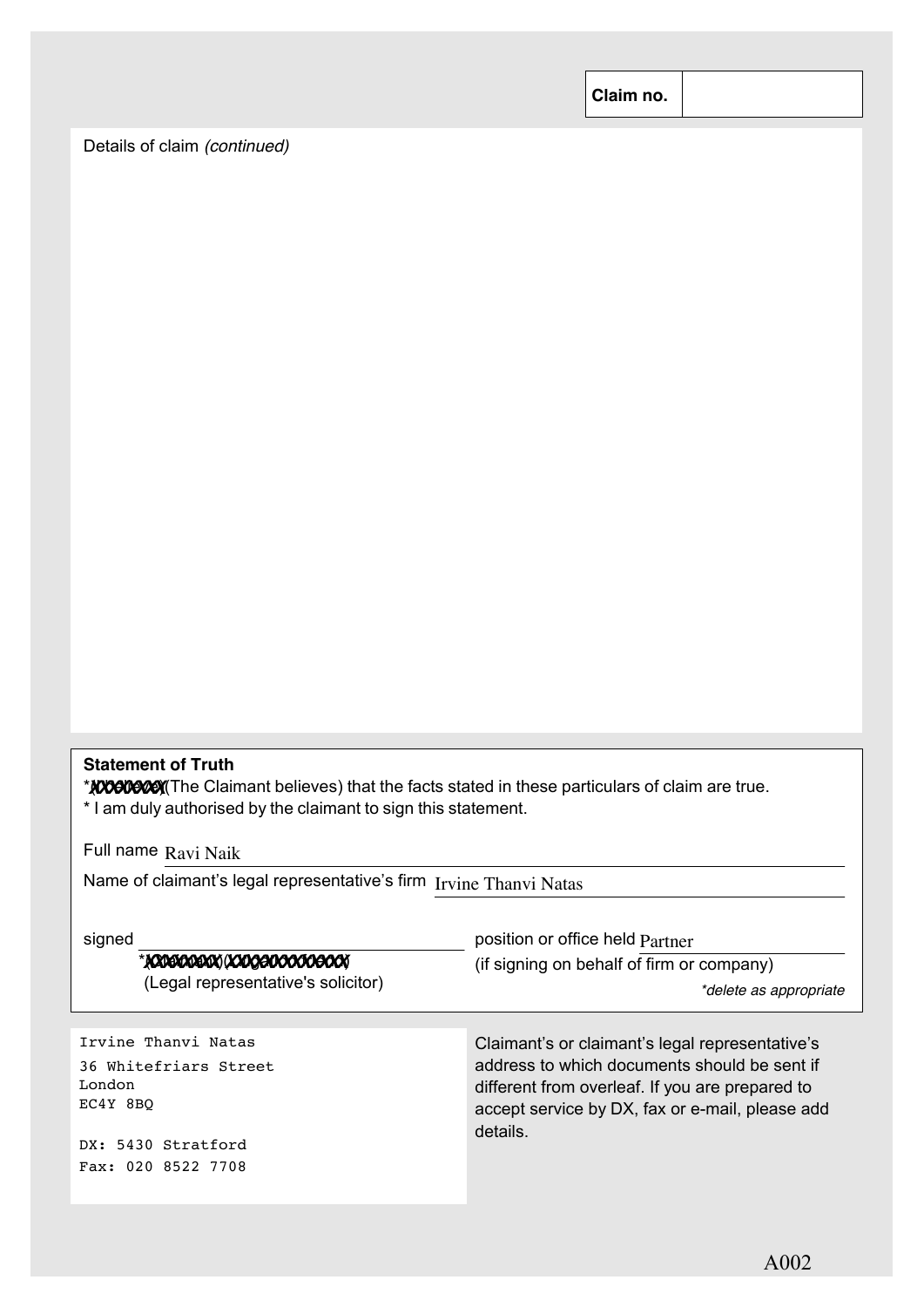| Claim no. | |
|---|---|

Details of claim *(continued)*

**Statement of Truth**

*~~(I believe)~~(The Claimant believes) that the facts stated in these particulars of claim are true.

* I am duly authorised by the claimant to sign this statement.

Full name Ravi Naik

Name of claimant's legal representative's firm Irvine Thanvi Natas

signed

*~~(Claimant)~~(~~Litigation friend~~)
(Legal representative's solicitor)

position or office held Partner
(if signing on behalf of firm or company)

*delete as appropriate*

Irvine Thanvi Natas
36 Whitefriars Street
London
EC4Y 8BQ

DX: 5430 Stratford
Fax: 020 8522 7708

Claimant's or claimant's legal representative's address to which documents should be sent if different from overleaf. If you are prepared to accept service by DX, fax or e-mail, please add details.

A002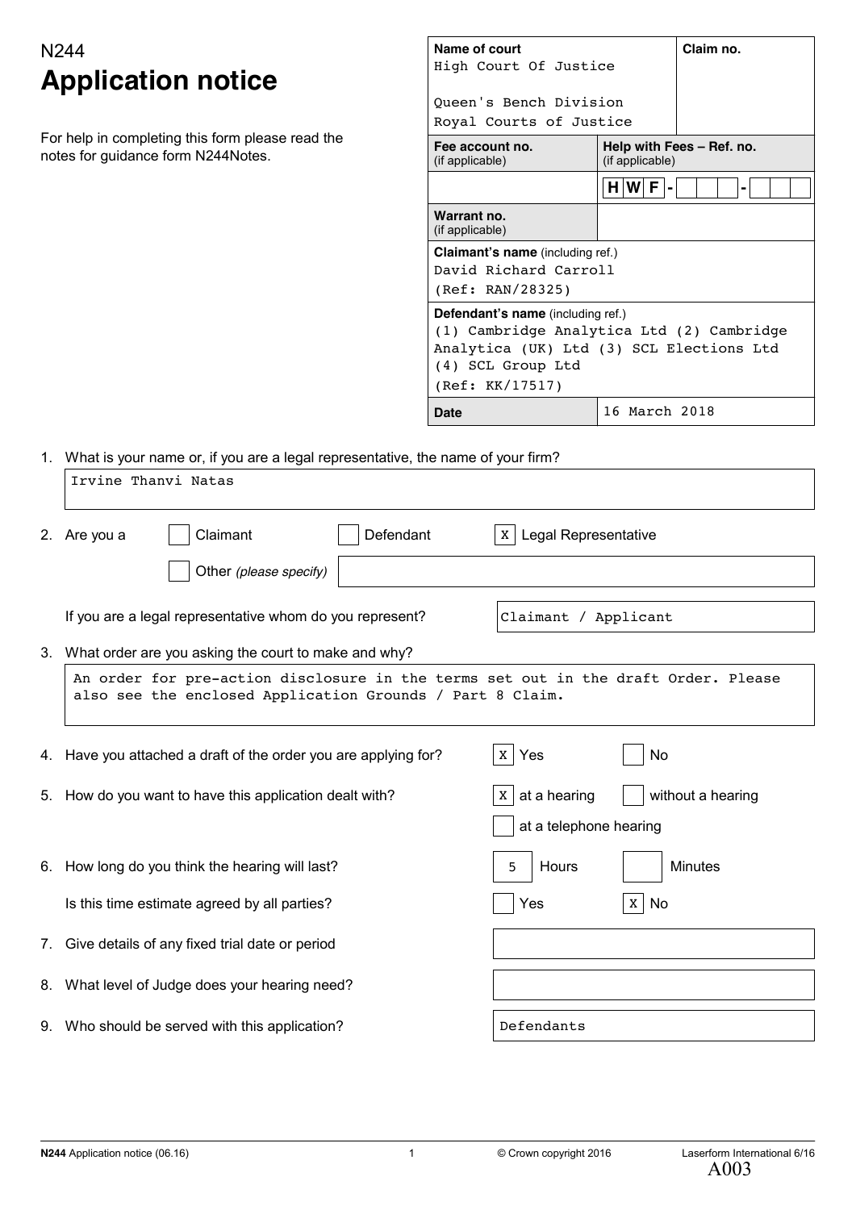N244

# Application notice

For help in completing this form please read the notes for guidance form N244Notes.

| Name of court | | Claim no. |
|---|---|---|
| High Court Of Justice<br><br>Queen's Bench Division<br>Royal Courts of Justice | | |
| **Fee account no.** (if applicable) | **Help with Fees – Ref. no.** (if applicable) | |
| | H W F - - | |
| **Warrant no.** (if applicable) | | |
| **Claimant's name** (including ref.)<br>David Richard Carroll<br>(Ref: RAN/28325) | | |
| **Defendant's name** (including ref.)<br>(1) Cambridge Analytica Ltd (2) Cambridge Analytica (UK) Ltd (3) SCL Elections Ltd (4) SCL Group Ltd<br>(Ref: KK/17517) | | |
| **Date** | 16 March 2018 | |

1. What is your name or, if you are a legal representative, the name of your firm?

   Irvine Thanvi Natas

2. Are you a
   - [ ] Claimant
   - [ ] Defendant
   - [x] Legal Representative
   - [ ] Other *(please specify)*

   If you are a legal representative whom do you represent? Claimant / Applicant

3. What order are you asking the court to make and why?

   An order for pre-action disclosure in the terms set out in the draft Order. Please also see the enclosed Application Grounds / Part 8 Claim.

4. Have you attached a draft of the order you are applying for? [x] Yes [ ] No

5. How do you want to have this application dealt with? [x] at a hearing [ ] without a hearing [ ] at a telephone hearing

6. How long do you think the hearing will last? 5 Hours  Minutes

   Is this time estimate agreed by all parties? [ ] Yes [x] No

7. Give details of any fixed trial date or period

8. What level of Judge does your hearing need?

9. Who should be served with this application? Defendants

N244 Application notice (06.16) © Crown copyright 2016 Laserform International 6/16

A003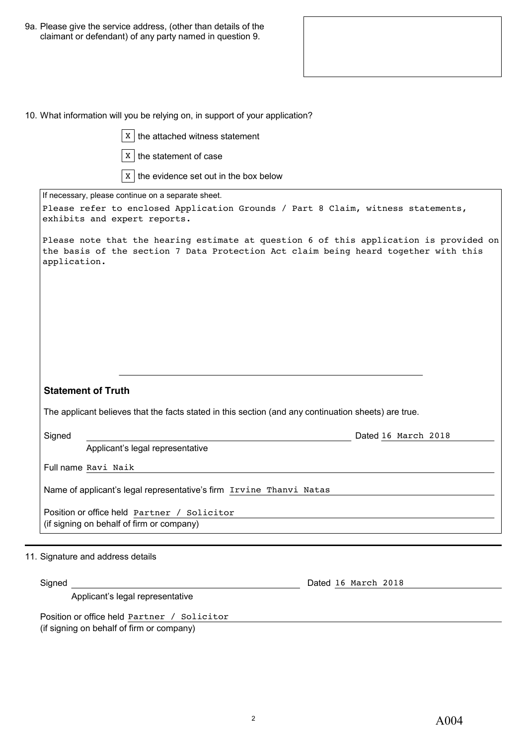9a. Please give the service address, (other than details of the claimant or defendant) of any party named in question 9.

10. What information will you be relying on, in support of your application?

- [X] the attached witness statement
- [X] the statement of case
- [X] the evidence set out in the box below

If necessary, please continue on a separate sheet.

Please refer to enclosed Application Grounds / Part 8 Claim, witness statements, exhibits and expert reports.

Please note that the hearing estimate at question 6 of this application is provided on the basis of the section 7 Data Protection Act claim being heard together with this application.

**Statement of Truth**

The applicant believes that the facts stated in this section (and any continuation sheets) are true.

Signed ____________________ Dated 16 March 2018

Applicant's legal representative

Full name Ravi Naik

Name of applicant's legal representative's firm Irvine Thanvi Natas

Position or office held Partner / Solicitor
(if signing on behalf of firm or company)

11. Signature and address details

Signed ____________________ Dated 16 March 2018

Applicant's legal representative

Position or office held Partner / Solicitor
(if signing on behalf of firm or company)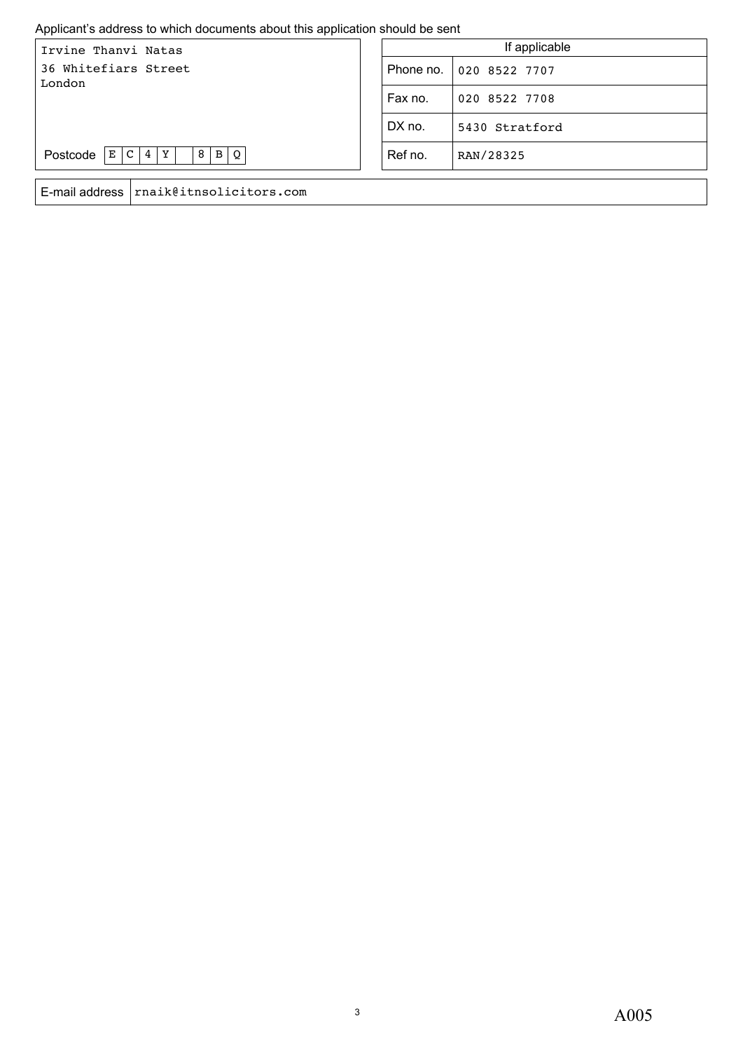Applicant's address to which documents about this application should be sent

| | |
|---|---|
| Irvine Thanvi Natas<br>36 Whitefiars Street<br>London | |
| Postcode | E C 4 Y 8 B Q |

| If applicable | |
|---|---|
| Phone no. | 020 8522 7707 |
| Fax no. | 020 8522 7708 |
| DX no. | 5430 Stratford |
| Ref no. | RAN/28325 |

| | |
|---|---|
| E-mail address | rnaik@itnsolicitors.com |

A005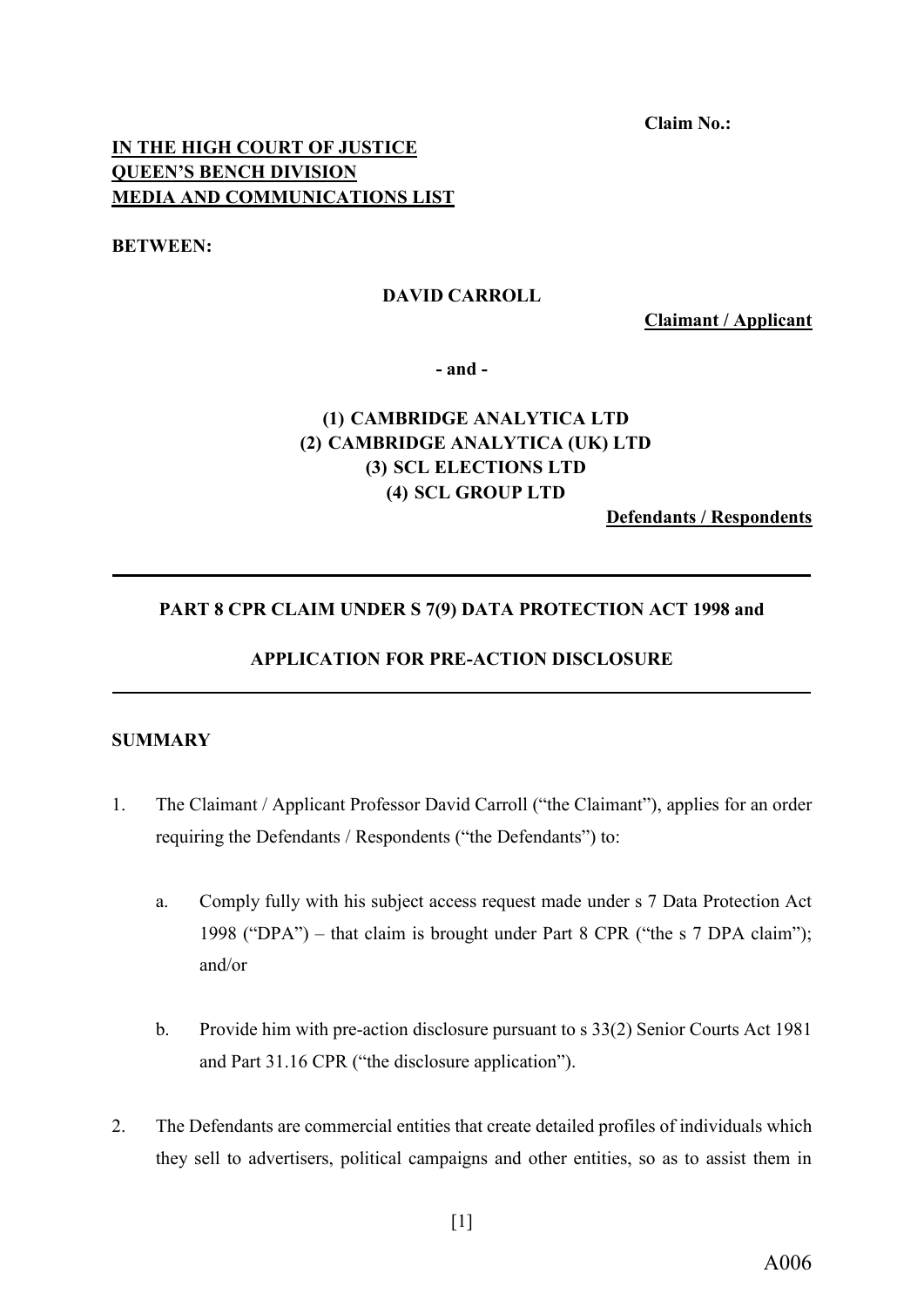**Claim No.:**

**IN THE HIGH COURT OF JUSTICE**
**QUEEN'S BENCH DIVISION**
**MEDIA AND COMMUNICATIONS LIST**

**BETWEEN:**

**DAVID CARROLL**

**Claimant / Applicant**

**- and -**

**(1) CAMBRIDGE ANALYTICA LTD**
**(2) CAMBRIDGE ANALYTICA (UK) LTD**
**(3) SCL ELECTIONS LTD**
**(4) SCL GROUP LTD**

**Defendants / Respondents**

---

**PART 8 CPR CLAIM UNDER S 7(9) DATA PROTECTION ACT 1998 and**

**APPLICATION FOR PRE-ACTION DISCLOSURE**

---

**SUMMARY**

1. The Claimant / Applicant Professor David Carroll ("the Claimant"), applies for an order requiring the Defendants / Respondents ("the Defendants") to:

   a. Comply fully with his subject access request made under s 7 Data Protection Act 1998 ("DPA") – that claim is brought under Part 8 CPR ("the s 7 DPA claim"); and/or

   b. Provide him with pre-action disclosure pursuant to s 33(2) Senior Courts Act 1981 and Part 31.16 CPR ("the disclosure application").

2. The Defendants are commercial entities that create detailed profiles of individuals which they sell to advertisers, political campaigns and other entities, so as to assist them in

A006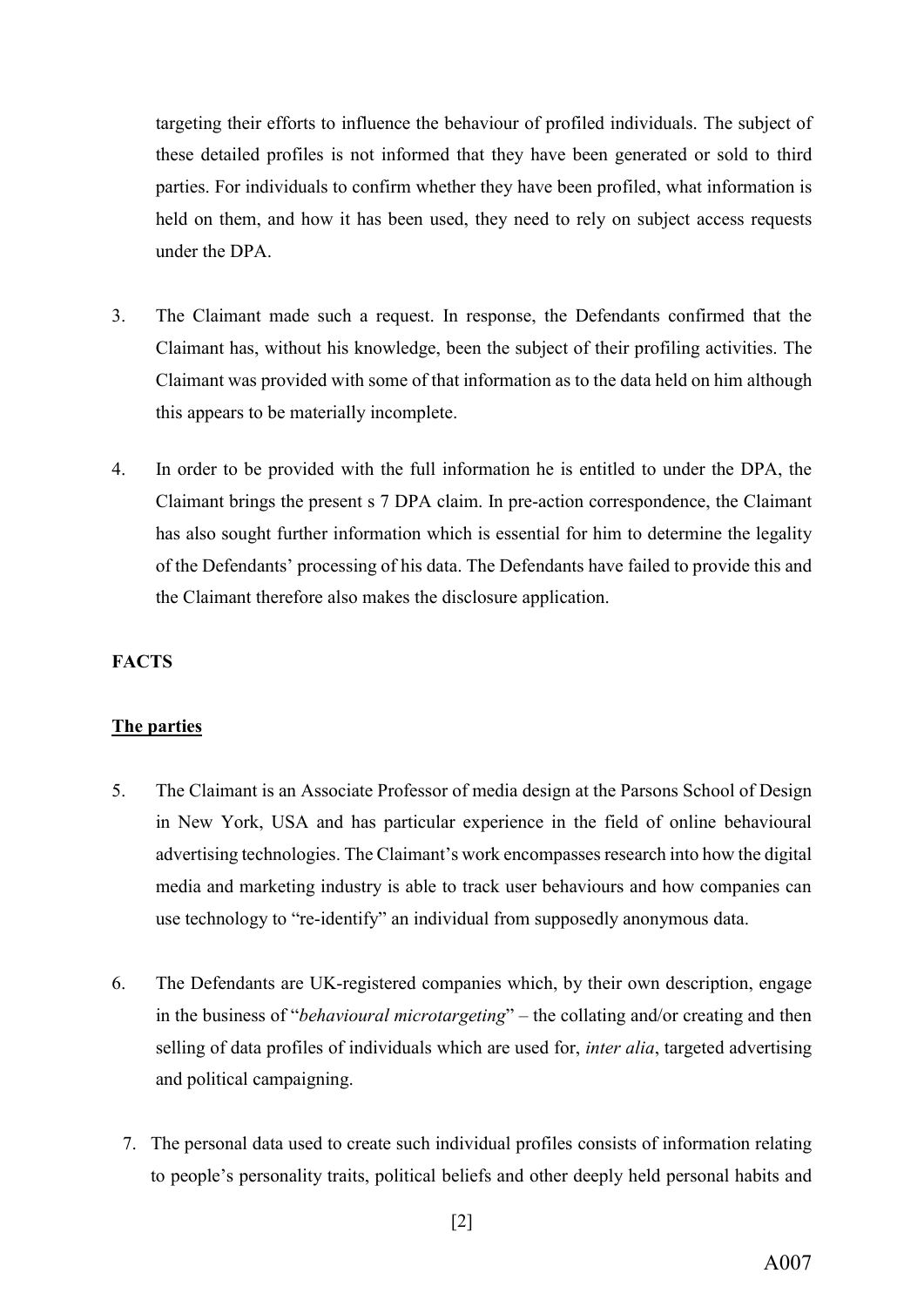targeting their efforts to influence the behaviour of profiled individuals. The subject of these detailed profiles is not informed that they have been generated or sold to third parties. For individuals to confirm whether they have been profiled, what information is held on them, and how it has been used, they need to rely on subject access requests under the DPA.

3. The Claimant made such a request. In response, the Defendants confirmed that the Claimant has, without his knowledge, been the subject of their profiling activities. The Claimant was provided with some of that information as to the data held on him although this appears to be materially incomplete.

4. In order to be provided with the full information he is entitled to under the DPA, the Claimant brings the present s 7 DPA claim. In pre-action correspondence, the Claimant has also sought further information which is essential for him to determine the legality of the Defendants' processing of his data. The Defendants have failed to provide this and the Claimant therefore also makes the disclosure application.

**FACTS**

**The parties**

5. The Claimant is an Associate Professor of media design at the Parsons School of Design in New York, USA and has particular experience in the field of online behavioural advertising technologies. The Claimant's work encompasses research into how the digital media and marketing industry is able to track user behaviours and how companies can use technology to "re-identify" an individual from supposedly anonymous data.

6. The Defendants are UK-registered companies which, by their own description, engage in the business of "*behavioural microtargeting*" – the collating and/or creating and then selling of data profiles of individuals which are used for, *inter alia*, targeted advertising and political campaigning.

7. The personal data used to create such individual profiles consists of information relating to people's personality traits, political beliefs and other deeply held personal habits and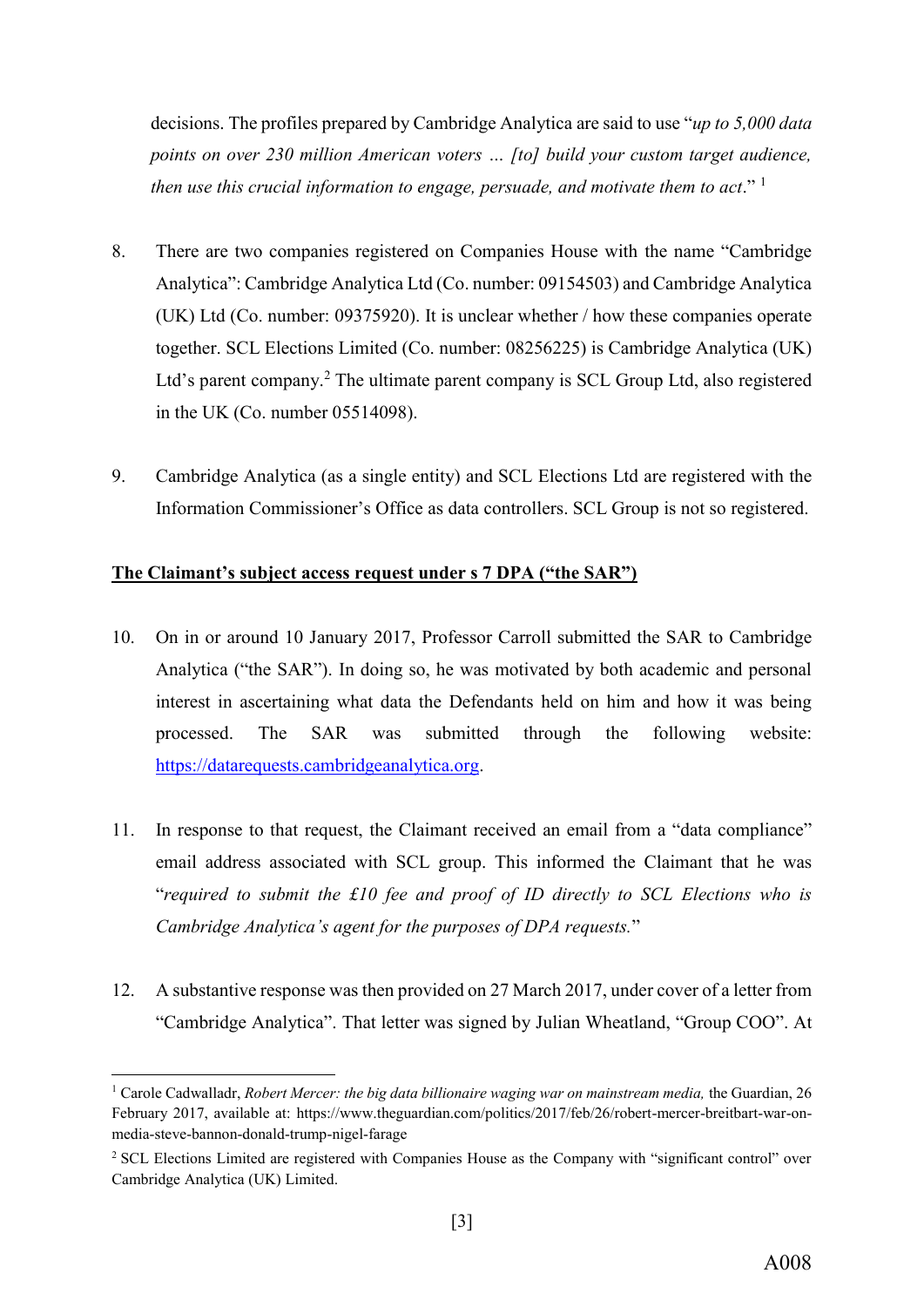decisions. The profiles prepared by Cambridge Analytica are said to use "*up to 5,000 data points on over 230 million American voters … [to] build your custom target audience, then use this crucial information to engage, persuade, and motivate them to act*." [1]

8. There are two companies registered on Companies House with the name "Cambridge Analytica": Cambridge Analytica Ltd (Co. number: 09154503) and Cambridge Analytica (UK) Ltd (Co. number: 09375920). It is unclear whether / how these companies operate together. SCL Elections Limited (Co. number: 08256225) is Cambridge Analytica (UK) Ltd's parent company.[2] The ultimate parent company is SCL Group Ltd, also registered in the UK (Co. number 05514098).

9. Cambridge Analytica (as a single entity) and SCL Elections Ltd are registered with the Information Commissioner's Office as data controllers. SCL Group is not so registered.

**<u>The Claimant's subject access request under s 7 DPA ("the SAR")</u>**

10. On in or around 10 January 2017, Professor Carroll submitted the SAR to Cambridge Analytica ("the SAR"). In doing so, he was motivated by both academic and personal interest in ascertaining what data the Defendants held on him and how it was being processed. The SAR was submitted through the following website: [https://datarequests.cambridgeanalytica.org](https://datarequests.cambridgeanalytica.org).

11. In response to that request, the Claimant received an email from a "data compliance" email address associated with SCL group. This informed the Claimant that he was "*required to submit the £10 fee and proof of ID directly to SCL Elections who is Cambridge Analytica's agent for the purposes of DPA requests.*"

12. A substantive response was then provided on 27 March 2017, under cover of a letter from "Cambridge Analytica". That letter was signed by Julian Wheatland, "Group COO". At

---

[1] Carole Cadwalladr, *Robert Mercer: the big data billionaire waging war on mainstream media,* the Guardian, 26 February 2017, available at: https://www.theguardian.com/politics/2017/feb/26/robert-mercer-breitbart-war-on-media-steve-bannon-donald-trump-nigel-farage

[2] SCL Elections Limited are registered with Companies House as the Company with "significant control" over Cambridge Analytica (UK) Limited.

A008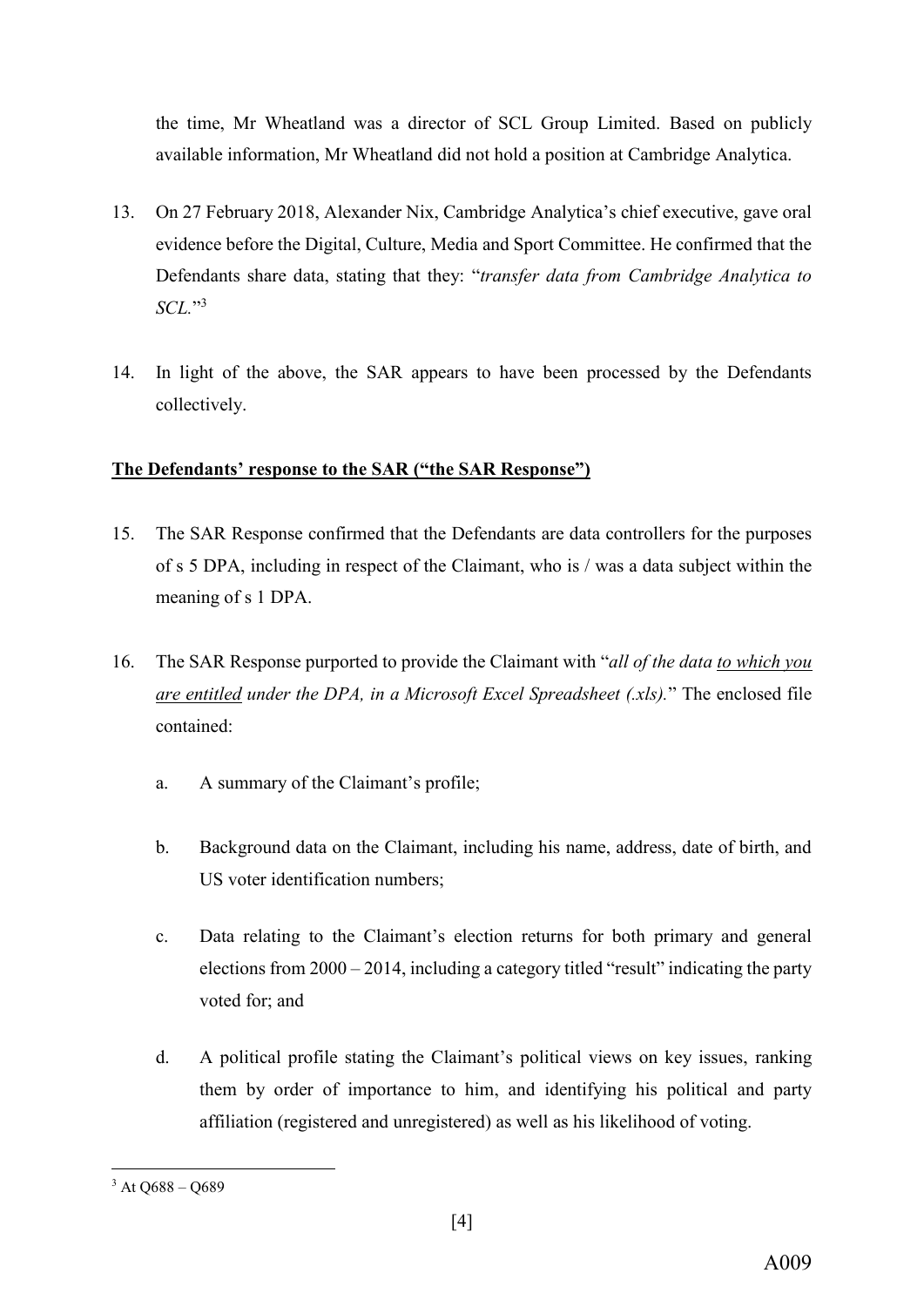the time, Mr Wheatland was a director of SCL Group Limited. Based on publicly available information, Mr Wheatland did not hold a position at Cambridge Analytica.

13. On 27 February 2018, Alexander Nix, Cambridge Analytica's chief executive, gave oral evidence before the Digital, Culture, Media and Sport Committee. He confirmed that the Defendants share data, stating that they: "*transfer data from Cambridge Analytica to SCL.*"[3]

14. In light of the above, the SAR appears to have been processed by the Defendants collectively.

**The Defendants' response to the SAR ("the SAR Response")**

15. The SAR Response confirmed that the Defendants are data controllers for the purposes of s 5 DPA, including in respect of the Claimant, who is / was a data subject within the meaning of s 1 DPA.

16. The SAR Response purported to provide the Claimant with "*all of the data to which you are entitled under the DPA, in a Microsoft Excel Spreadsheet (.xls).*" The enclosed file contained:

    a. A summary of the Claimant's profile;

    b. Background data on the Claimant, including his name, address, date of birth, and US voter identification numbers;

    c. Data relating to the Claimant's election returns for both primary and general elections from 2000 – 2014, including a category titled "result" indicating the party voted for; and

    d. A political profile stating the Claimant's political views on key issues, ranking them by order of importance to him, and identifying his political and party affiliation (registered and unregistered) as well as his likelihood of voting.

[3] At Q688 – Q689

A009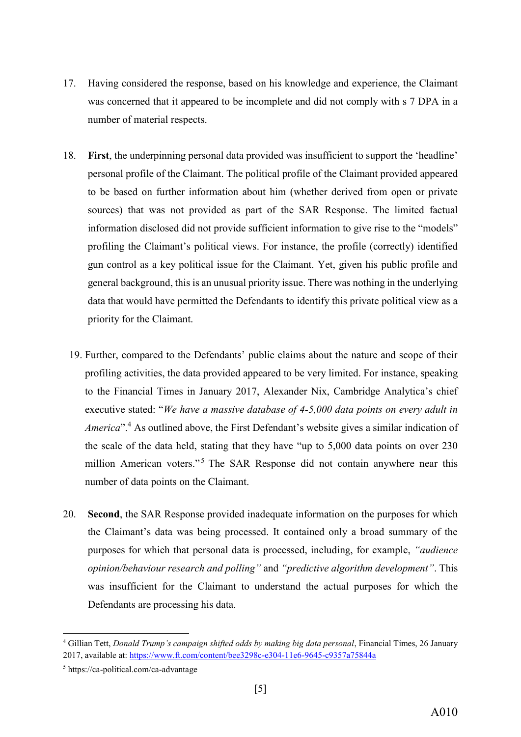17. Having considered the response, based on his knowledge and experience, the Claimant was concerned that it appeared to be incomplete and did not comply with s 7 DPA in a number of material respects.

18. **First**, the underpinning personal data provided was insufficient to support the 'headline' personal profile of the Claimant. The political profile of the Claimant provided appeared to be based on further information about him (whether derived from open or private sources) that was not provided as part of the SAR Response. The limited factual information disclosed did not provide sufficient information to give rise to the "models" profiling the Claimant's political views. For instance, the profile (correctly) identified gun control as a key political issue for the Claimant. Yet, given his public profile and general background, this is an unusual priority issue. There was nothing in the underlying data that would have permitted the Defendants to identify this private political view as a priority for the Claimant.

19. Further, compared to the Defendants' public claims about the nature and scope of their profiling activities, the data provided appeared to be very limited. For instance, speaking to the Financial Times in January 2017, Alexander Nix, Cambridge Analytica's chief executive stated: "*We have a massive database of 4-5,000 data points on every adult in America*".[4] As outlined above, the First Defendant's website gives a similar indication of the scale of the data held, stating that they have "up to 5,000 data points on over 230 million American voters."[5] The SAR Response did not contain anywhere near this number of data points on the Claimant.

20. **Second**, the SAR Response provided inadequate information on the purposes for which the Claimant's data was being processed. It contained only a broad summary of the purposes for which that personal data is processed, including, for example, *"audience opinion/behaviour research and polling"* and *"predictive algorithm development"*. This was insufficient for the Claimant to understand the actual purposes for which the Defendants are processing his data.

---

[4] Gillian Tett, *Donald Trump's campaign shifted odds by making big data personal*, Financial Times, 26 January 2017, available at: https://www.ft.com/content/bee3298c-e304-11e6-9645-c9357a75844a

[5] https://ca-political.com/ca-advantage

A010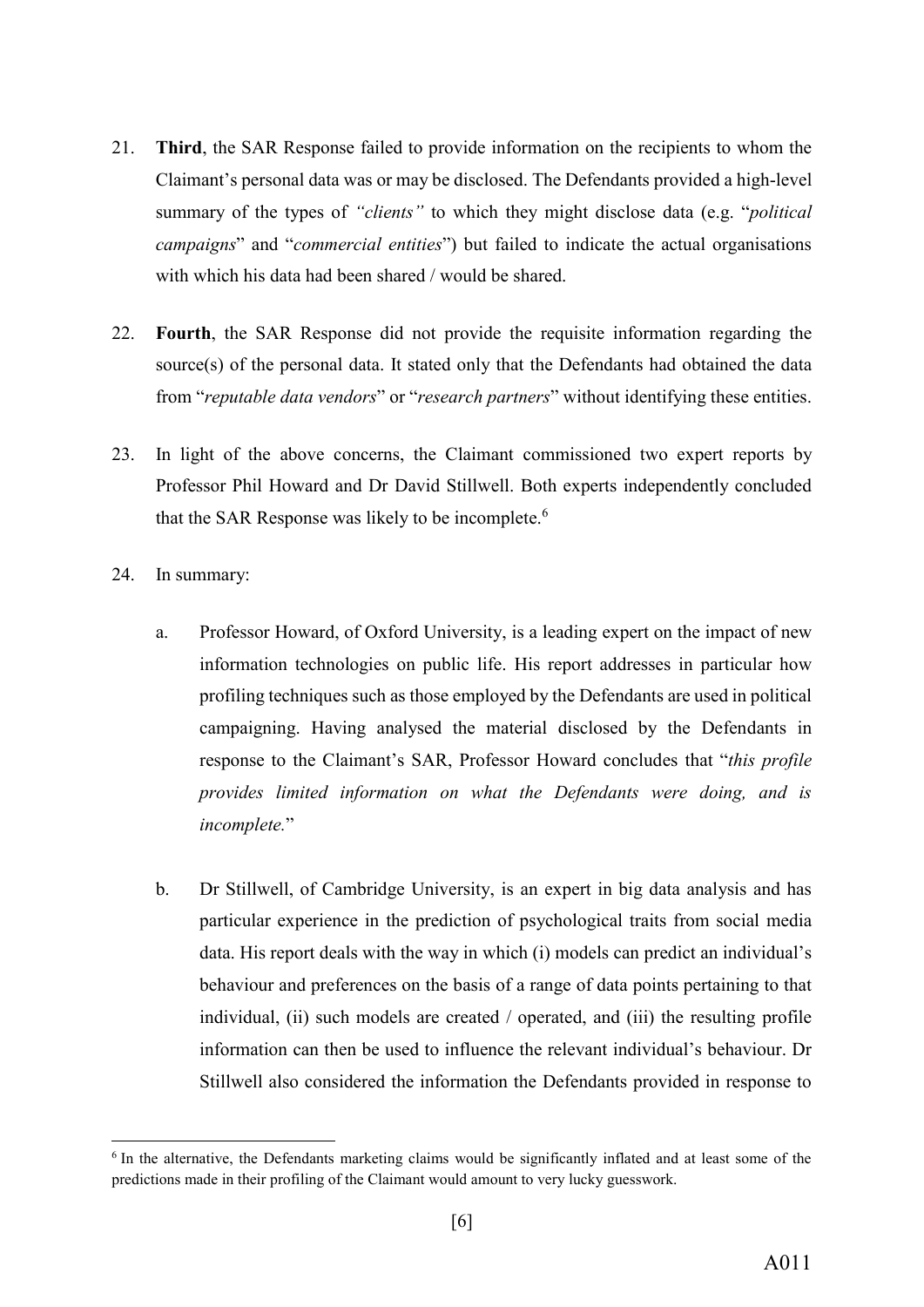21. **Third**, the SAR Response failed to provide information on the recipients to whom the Claimant's personal data was or may be disclosed. The Defendants provided a high-level summary of the types of *"clients"* to which they might disclose data (e.g. "*political campaigns*" and "*commercial entities*") but failed to indicate the actual organisations with which his data had been shared / would be shared.

22. **Fourth**, the SAR Response did not provide the requisite information regarding the source(s) of the personal data. It stated only that the Defendants had obtained the data from "*reputable data vendors*" or "*research partners*" without identifying these entities.

23. In light of the above concerns, the Claimant commissioned two expert reports by Professor Phil Howard and Dr David Stillwell. Both experts independently concluded that the SAR Response was likely to be incomplete.[6]

24. In summary:

    a. Professor Howard, of Oxford University, is a leading expert on the impact of new information technologies on public life. His report addresses in particular how profiling techniques such as those employed by the Defendants are used in political campaigning. Having analysed the material disclosed by the Defendants in response to the Claimant's SAR, Professor Howard concludes that "*this profile provides limited information on what the Defendants were doing, and is incomplete.*"

    b. Dr Stillwell, of Cambridge University, is an expert in big data analysis and has particular experience in the prediction of psychological traits from social media data. His report deals with the way in which (i) models can predict an individual's behaviour and preferences on the basis of a range of data points pertaining to that individual, (ii) such models are created / operated, and (iii) the resulting profile information can then be used to influence the relevant individual's behaviour. Dr Stillwell also considered the information the Defendants provided in response to

---

[6] In the alternative, the Defendants marketing claims would be significantly inflated and at least some of the predictions made in their profiling of the Claimant would amount to very lucky guesswork.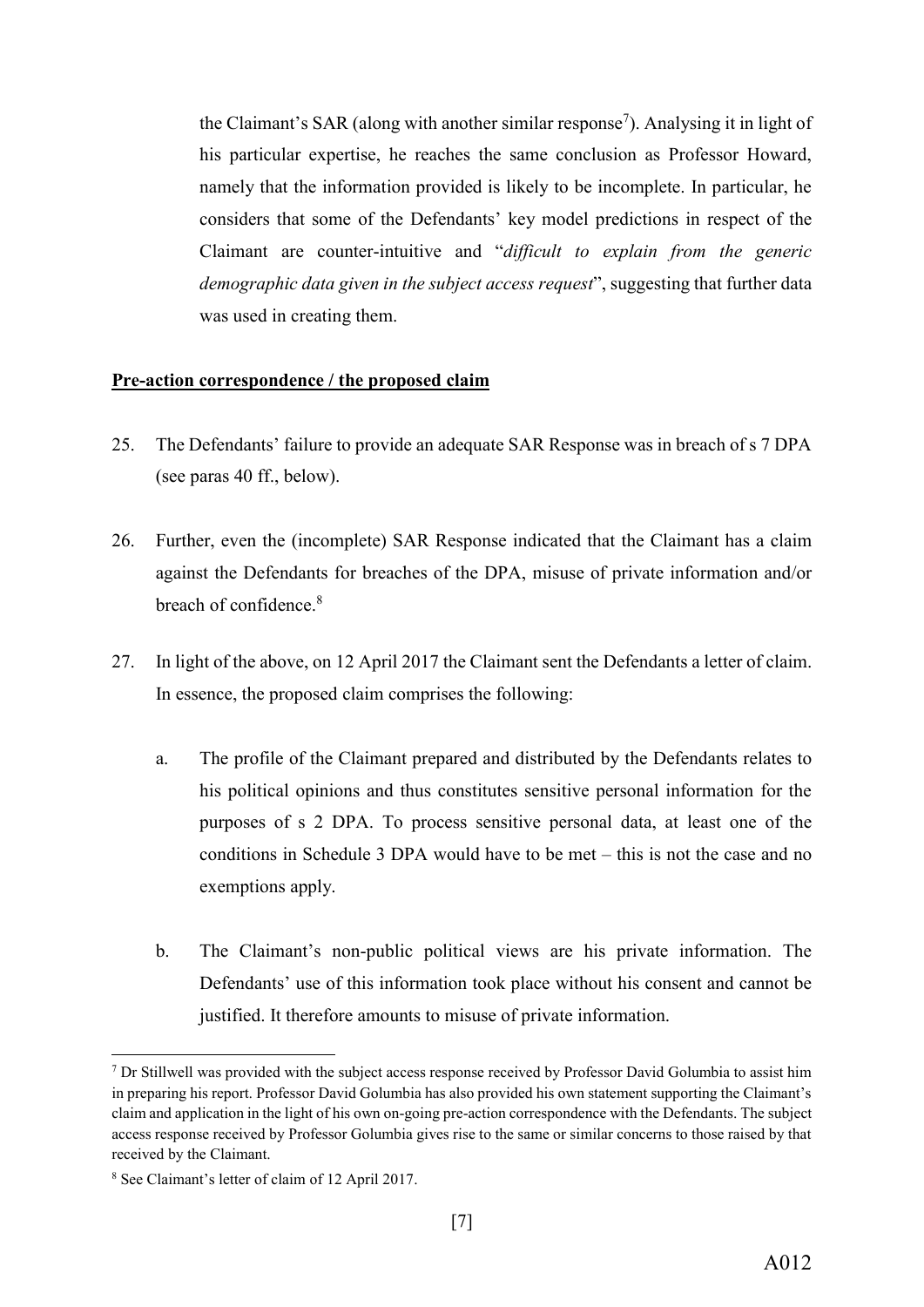the Claimant's SAR (along with another similar response[7]). Analysing it in light of his particular expertise, he reaches the same conclusion as Professor Howard, namely that the information provided is likely to be incomplete. In particular, he considers that some of the Defendants' key model predictions in respect of the Claimant are counter-intuitive and "*difficult to explain from the generic demographic data given in the subject access request*", suggesting that further data was used in creating them.

**Pre-action correspondence / the proposed claim**

25. The Defendants' failure to provide an adequate SAR Response was in breach of s 7 DPA (see paras 40 ff., below).

26. Further, even the (incomplete) SAR Response indicated that the Claimant has a claim against the Defendants for breaches of the DPA, misuse of private information and/or breach of confidence.[8]

27. In light of the above, on 12 April 2017 the Claimant sent the Defendants a letter of claim. In essence, the proposed claim comprises the following:

    a. The profile of the Claimant prepared and distributed by the Defendants relates to his political opinions and thus constitutes sensitive personal information for the purposes of s 2 DPA. To process sensitive personal data, at least one of the conditions in Schedule 3 DPA would have to be met – this is not the case and no exemptions apply.

    b. The Claimant's non-public political views are his private information. The Defendants' use of this information took place without his consent and cannot be justified. It therefore amounts to misuse of private information.

---

[7] Dr Stillwell was provided with the subject access response received by Professor David Golumbia to assist him in preparing his report. Professor David Golumbia has also provided his own statement supporting the Claimant's claim and application in the light of his own on-going pre-action correspondence with the Defendants. The subject access response received by Professor Golumbia gives rise to the same or similar concerns to those raised by that received by the Claimant.

[8] See Claimant's letter of claim of 12 April 2017.

A012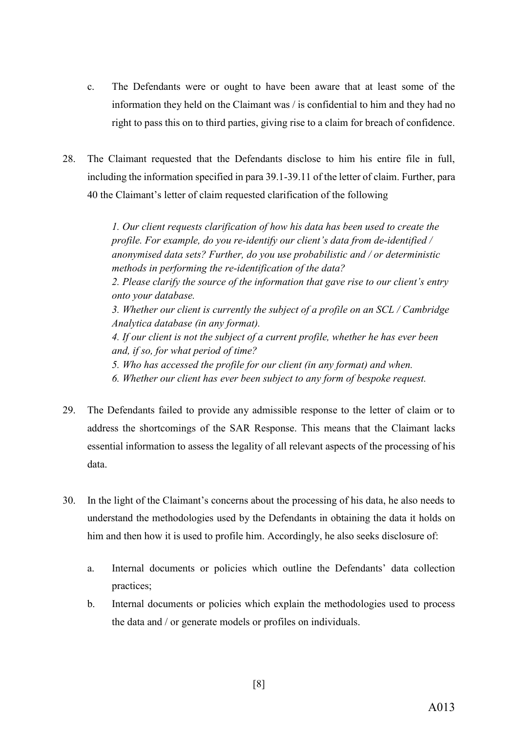c. The Defendants were or ought to have been aware that at least some of the information they held on the Claimant was / is confidential to him and they had no right to pass this on to third parties, giving rise to a claim for breach of confidence.

28. The Claimant requested that the Defendants disclose to him his entire file in full, including the information specified in para 39.1-39.11 of the letter of claim. Further, para 40 the Claimant's letter of claim requested clarification of the following

> *1. Our client requests clarification of how his data has been used to create the profile. For example, do you re-identify our client's data from de-identified / anonymised data sets? Further, do you use probabilistic and / or deterministic methods in performing the re-identification of the data?*
> *2. Please clarify the source of the information that gave rise to our client's entry onto your database.*
> *3. Whether our client is currently the subject of a profile on an SCL / Cambridge Analytica database (in any format).*
> *4. If our client is not the subject of a current profile, whether he has ever been and, if so, for what period of time?*
> *5. Who has accessed the profile for our client (in any format) and when.*
> *6. Whether our client has ever been subject to any form of bespoke request.*

29. The Defendants failed to provide any admissible response to the letter of claim or to address the shortcomings of the SAR Response. This means that the Claimant lacks essential information to assess the legality of all relevant aspects of the processing of his data.

30. In the light of the Claimant's concerns about the processing of his data, he also needs to understand the methodologies used by the Defendants in obtaining the data it holds on him and then how it is used to profile him. Accordingly, he also seeks disclosure of:

    a. Internal documents or policies which outline the Defendants' data collection practices;

    b. Internal documents or policies which explain the methodologies used to process the data and / or generate models or profiles on individuals.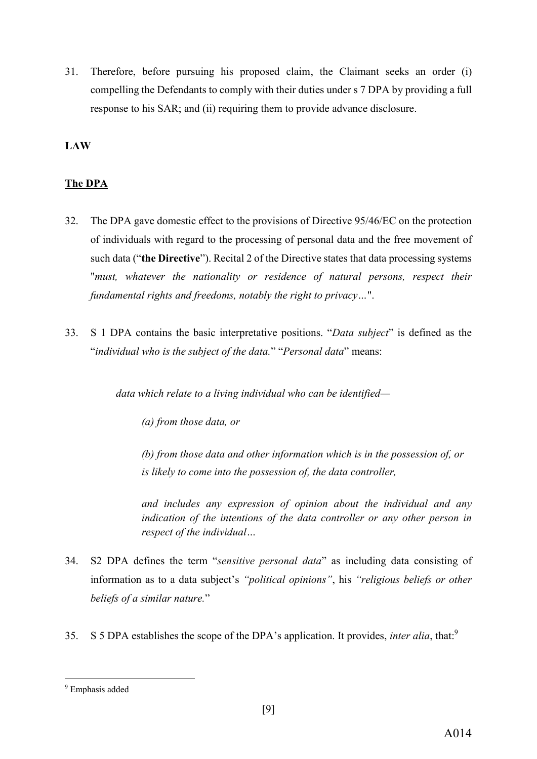31. Therefore, before pursuing his proposed claim, the Claimant seeks an order (i) compelling the Defendants to comply with their duties under s 7 DPA by providing a full response to his SAR; and (ii) requiring them to provide advance disclosure.

**LAW**

**<u>The DPA</u>**

32. The DPA gave domestic effect to the provisions of Directive 95/46/EC on the protection of individuals with regard to the processing of personal data and the free movement of such data ("**the Directive**"). Recital 2 of the Directive states that data processing systems "*must, whatever the nationality or residence of natural persons, respect their fundamental rights and freedoms, notably the right to privacy…*".

33. S 1 DPA contains the basic interpretative positions. "*Data subject*" is defined as the "*individual who is the subject of the data.*" "*Personal data*" means:

> *data which relate to a living individual who can be identified—*
>
> > *(a) from those data, or*
> >
> > *(b) from those data and other information which is in the possession of, or is likely to come into the possession of, the data controller,*
> >
> > *and includes any expression of opinion about the individual and any indication of the intentions of the data controller or any other person in respect of the individual…*

34. S2 DPA defines the term "*sensitive personal data*" as including data consisting of information as to a data subject's *"political opinions"*, his *"religious beliefs or other beliefs of a similar nature.*"

35. S 5 DPA establishes the scope of the DPA's application. It provides, *inter alia*, that:[9]

[9] Emphasis added

A014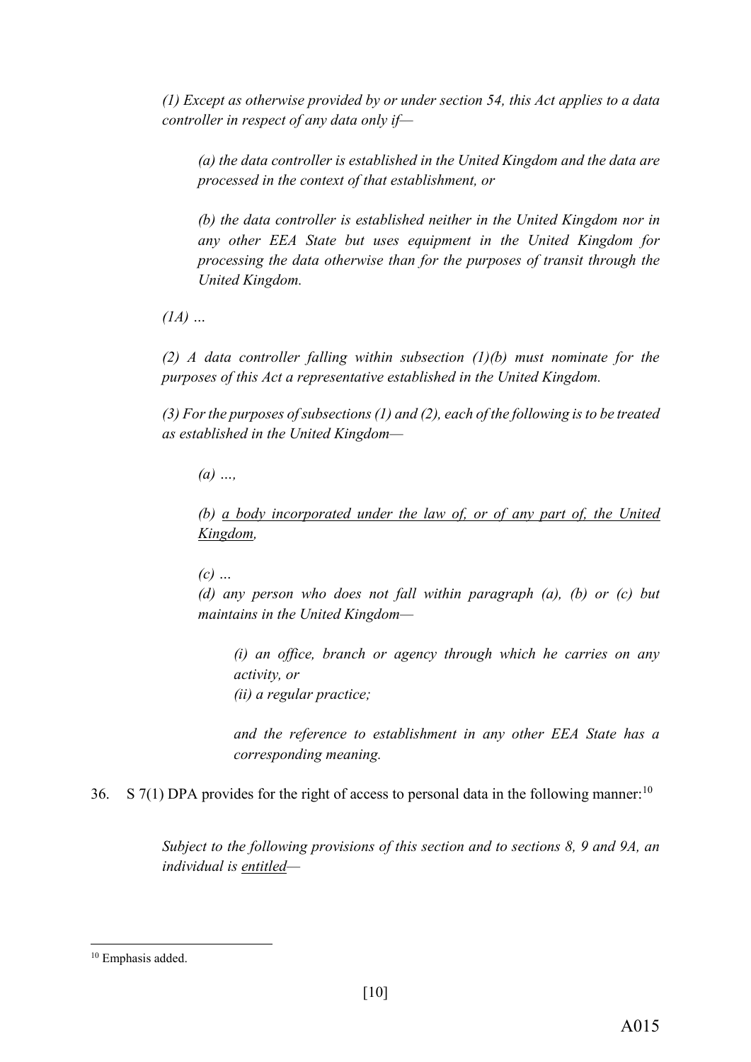*(1) Except as otherwise provided by or under section 54, this Act applies to a data controller in respect of any data only if—*

> *(a) the data controller is established in the United Kingdom and the data are processed in the context of that establishment, or*
>
> *(b) the data controller is established neither in the United Kingdom nor in any other EEA State but uses equipment in the United Kingdom for processing the data otherwise than for the purposes of transit through the United Kingdom.*

*(1A) …*

*(2) A data controller falling within subsection (1)(b) must nominate for the purposes of this Act a representative established in the United Kingdom.*

*(3) For the purposes of subsections (1) and (2), each of the following is to be treated as established in the United Kingdom—*

> *(a) …,*
>
> *(b) <u>a body incorporated under the law of, or of any part of, the United Kingdom</u>,*
>
> *(c) …*
>
> *(d) any person who does not fall within paragraph (a), (b) or (c) but maintains in the United Kingdom—*
>
> > *(i) an office, branch or agency through which he carries on any activity, or*
> >
> > *(ii) a regular practice;*
>
> > *and the reference to establishment in any other EEA State has a corresponding meaning.*

36. S 7(1) DPA provides for the right of access to personal data in the following manner:[10]

> *Subject to the following provisions of this section and to sections 8, 9 and 9A, an individual is <u>entitled</u>—*

[10] Emphasis added.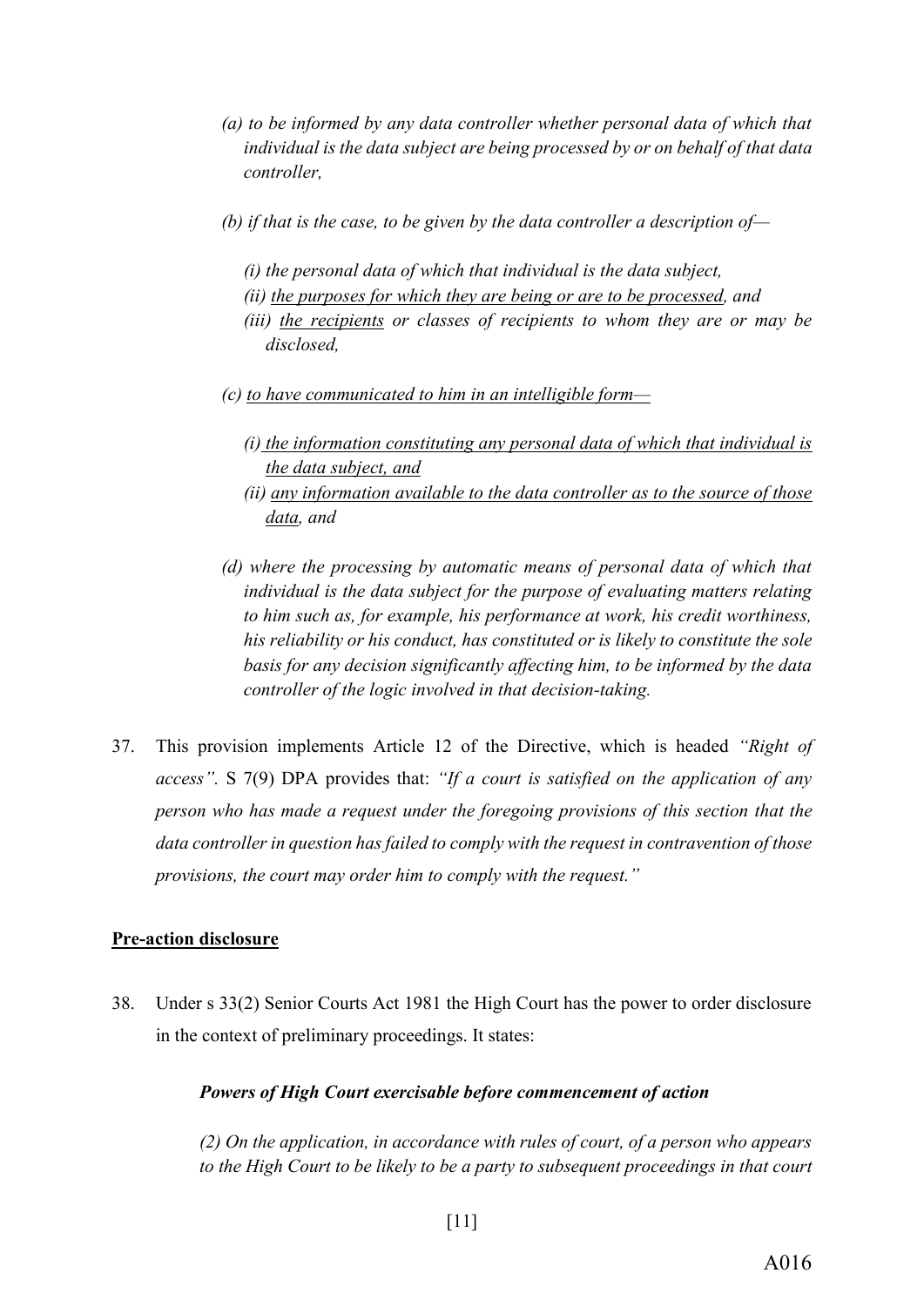*(a) to be informed by any data controller whether personal data of which that individual is the data subject are being processed by or on behalf of that data controller,*

*(b) if that is the case, to be given by the data controller a description of—*

*(i) the personal data of which that individual is the data subject,*
*(ii) <u>the purposes for which they are being or are to be processed</u>, and*
*(iii) <u>the recipients</u> or classes of recipients to whom they are or may be disclosed,*

*(c) <u>to have communicated to him in an intelligible form—</u>*

*(i) <u>the information constituting any personal data of which that individual is the data subject, and</u>*
*(ii) <u>any information available to the data controller as to the source of those data</u>, and*

*(d) where the processing by automatic means of personal data of which that individual is the data subject for the purpose of evaluating matters relating to him such as, for example, his performance at work, his credit worthiness, his reliability or his conduct, has constituted or is likely to constitute the sole basis for any decision significantly affecting him, to be informed by the data controller of the logic involved in that decision-taking.*

37. This provision implements Article 12 of the Directive, which is headed *"Right of access"*. S 7(9) DPA provides that: *"If a court is satisfied on the application of any person who has made a request under the foregoing provisions of this section that the data controller in question has failed to comply with the request in contravention of those provisions, the court may order him to comply with the request."*

**<u>Pre-action disclosure</u>**

38. Under s 33(2) Senior Courts Act 1981 the High Court has the power to order disclosure in the context of preliminary proceedings. It states:

***Powers of High Court exercisable before commencement of action***

*(2) On the application, in accordance with rules of court, of a person who appears to the High Court to be likely to be a party to subsequent proceedings in that court*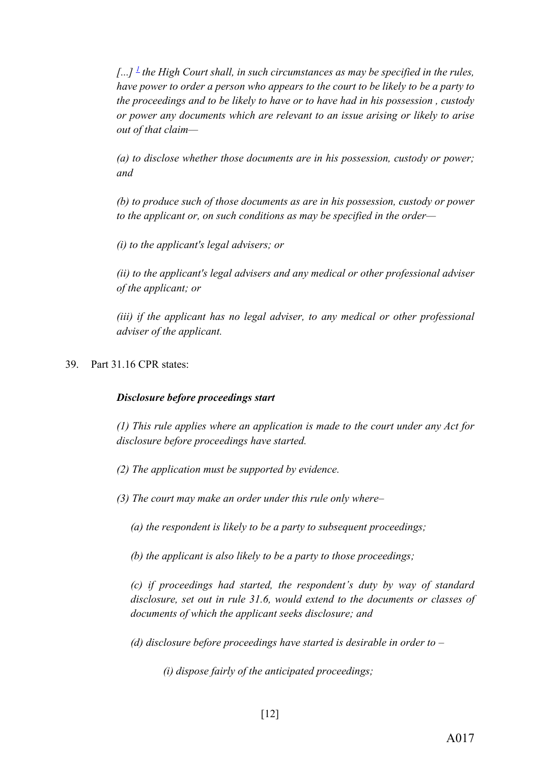*[...] [1] the High Court shall, in such circumstances as may be specified in the rules, have power to order a person who appears to the court to be likely to be a party to the proceedings and to be likely to have or to have had in his possession , custody or power any documents which are relevant to an issue arising or likely to arise out of that claim—*

*(a) to disclose whether those documents are in his possession, custody or power; and*

*(b) to produce such of those documents as are in his possession, custody or power to the applicant or, on such conditions as may be specified in the order—*

*(i) to the applicant's legal advisers; or*

*(ii) to the applicant's legal advisers and any medical or other professional adviser of the applicant; or*

*(iii) if the applicant has no legal adviser, to any medical or other professional adviser of the applicant.*

39. Part 31.16 CPR states:

***Disclosure before proceedings start***

*(1) This rule applies where an application is made to the court under any Act for disclosure before proceedings have started.*

*(2) The application must be supported by evidence.*

*(3) The court may make an order under this rule only where–*

*(a) the respondent is likely to be a party to subsequent proceedings;*

*(b) the applicant is also likely to be a party to those proceedings;*

*(c) if proceedings had started, the respondent's duty by way of standard disclosure, set out in rule 31.6, would extend to the documents or classes of documents of which the applicant seeks disclosure; and*

*(d) disclosure before proceedings have started is desirable in order to –*

*(i) dispose fairly of the anticipated proceedings;*

A017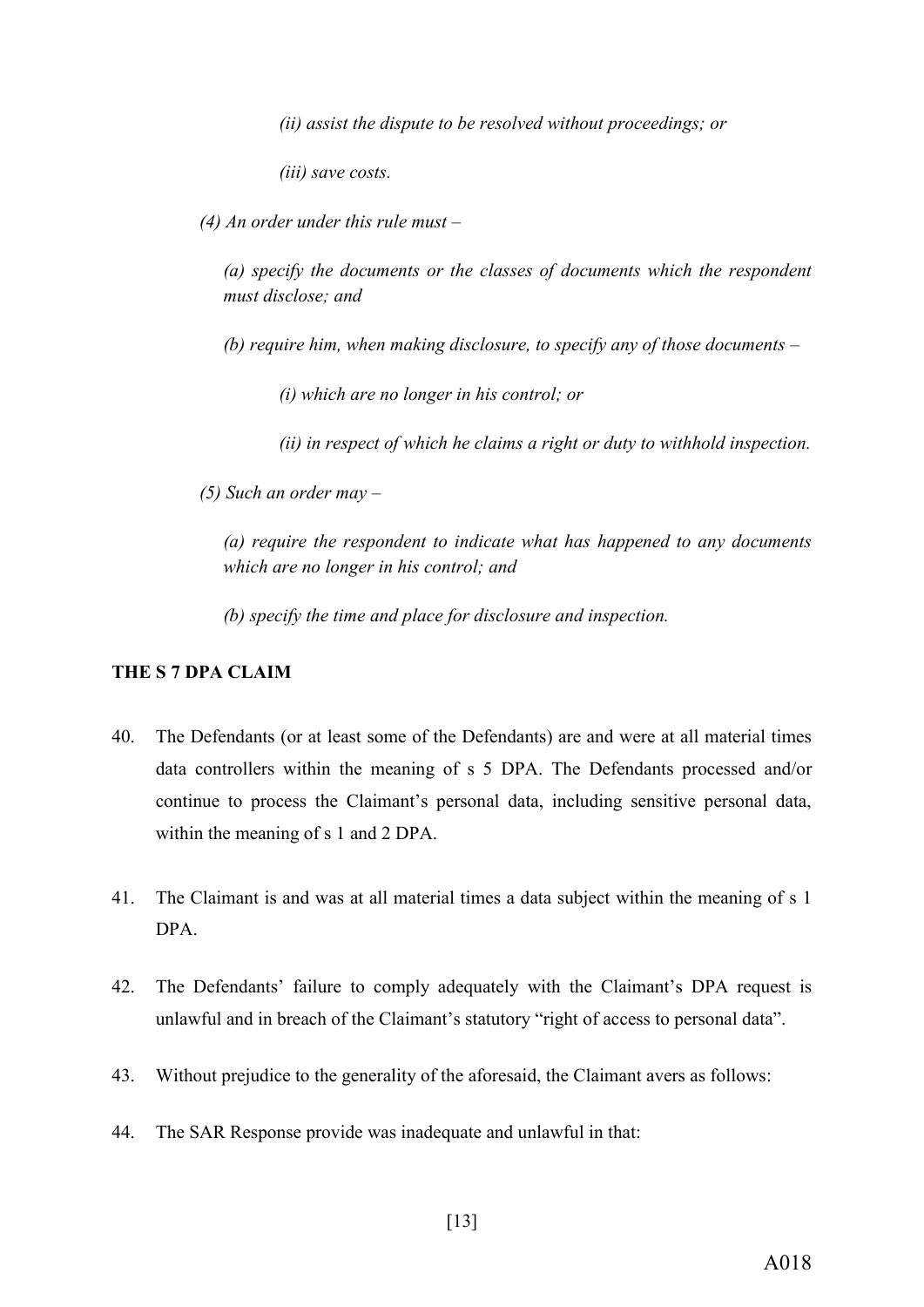*(ii) assist the dispute to be resolved without proceedings; or*

*(iii) save costs.*

*(4) An order under this rule must –*

*(a) specify the documents or the classes of documents which the respondent must disclose; and*

*(b) require him, when making disclosure, to specify any of those documents –*

*(i) which are no longer in his control; or*

*(ii) in respect of which he claims a right or duty to withhold inspection.*

*(5) Such an order may –*

*(a) require the respondent to indicate what has happened to any documents which are no longer in his control; and*

*(b) specify the time and place for disclosure and inspection.*

**THE S 7 DPA CLAIM**

40. The Defendants (or at least some of the Defendants) are and were at all material times data controllers within the meaning of s 5 DPA. The Defendants processed and/or continue to process the Claimant's personal data, including sensitive personal data, within the meaning of s 1 and 2 DPA.

41. The Claimant is and was at all material times a data subject within the meaning of s 1 DPA.

42. The Defendants' failure to comply adequately with the Claimant's DPA request is unlawful and in breach of the Claimant's statutory "right of access to personal data".

43. Without prejudice to the generality of the aforesaid, the Claimant avers as follows:

44. The SAR Response provide was inadequate and unlawful in that: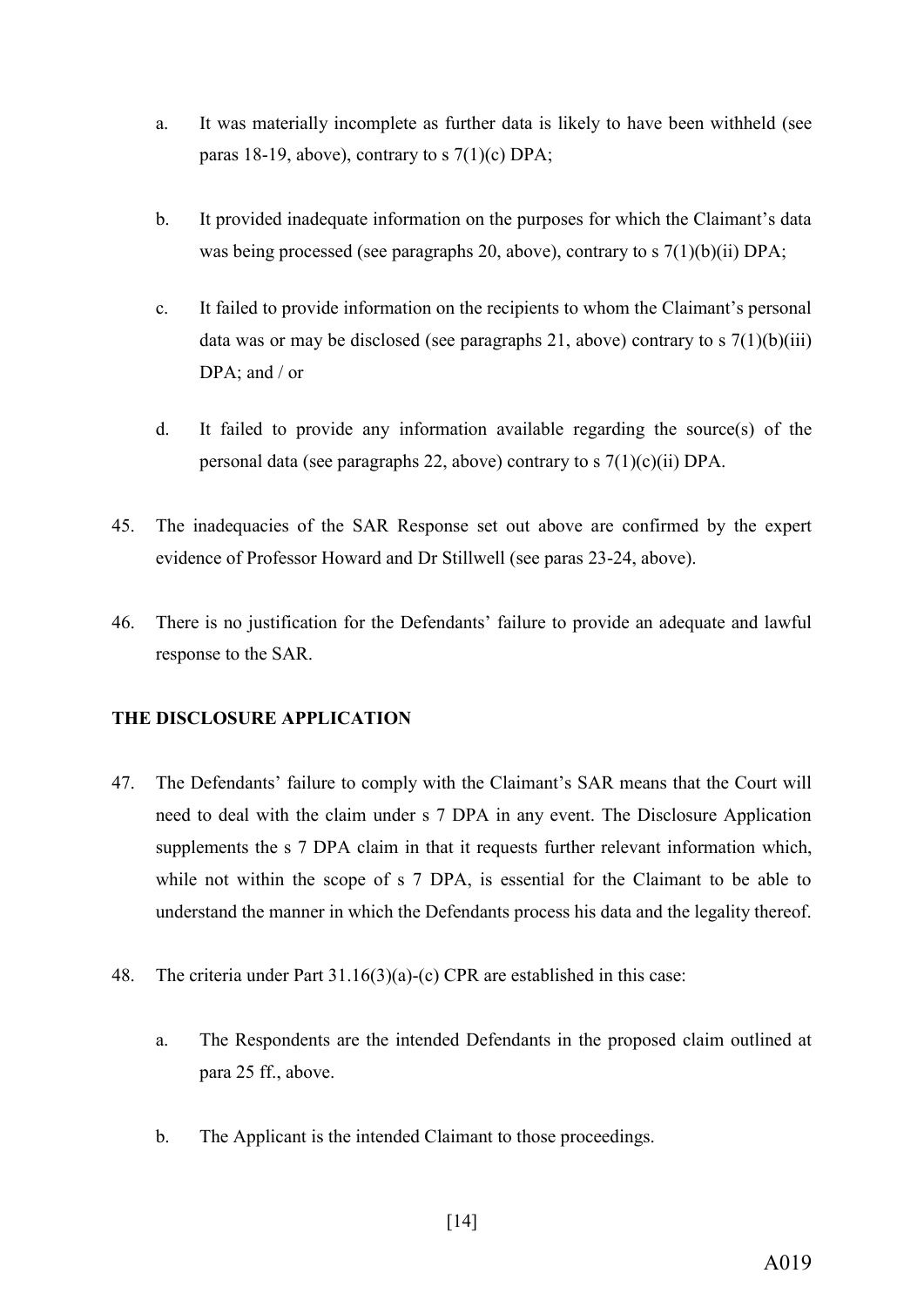a. It was materially incomplete as further data is likely to have been withheld (see paras 18-19, above), contrary to s 7(1)(c) DPA;

b. It provided inadequate information on the purposes for which the Claimant's data was being processed (see paragraphs 20, above), contrary to s 7(1)(b)(ii) DPA;

c. It failed to provide information on the recipients to whom the Claimant's personal data was or may be disclosed (see paragraphs 21, above) contrary to s 7(1)(b)(iii) DPA; and / or

d. It failed to provide any information available regarding the source(s) of the personal data (see paragraphs 22, above) contrary to s 7(1)(c)(ii) DPA.

45. The inadequacies of the SAR Response set out above are confirmed by the expert evidence of Professor Howard and Dr Stillwell (see paras 23-24, above).

46. There is no justification for the Defendants' failure to provide an adequate and lawful response to the SAR.

**THE DISCLOSURE APPLICATION**

47. The Defendants' failure to comply with the Claimant's SAR means that the Court will need to deal with the claim under s 7 DPA in any event. The Disclosure Application supplements the s 7 DPA claim in that it requests further relevant information which, while not within the scope of s 7 DPA, is essential for the Claimant to be able to understand the manner in which the Defendants process his data and the legality thereof.

48. The criteria under Part 31.16(3)(a)-(c) CPR are established in this case:

a. The Respondents are the intended Defendants in the proposed claim outlined at para 25 ff., above.

b. The Applicant is the intended Claimant to those proceedings.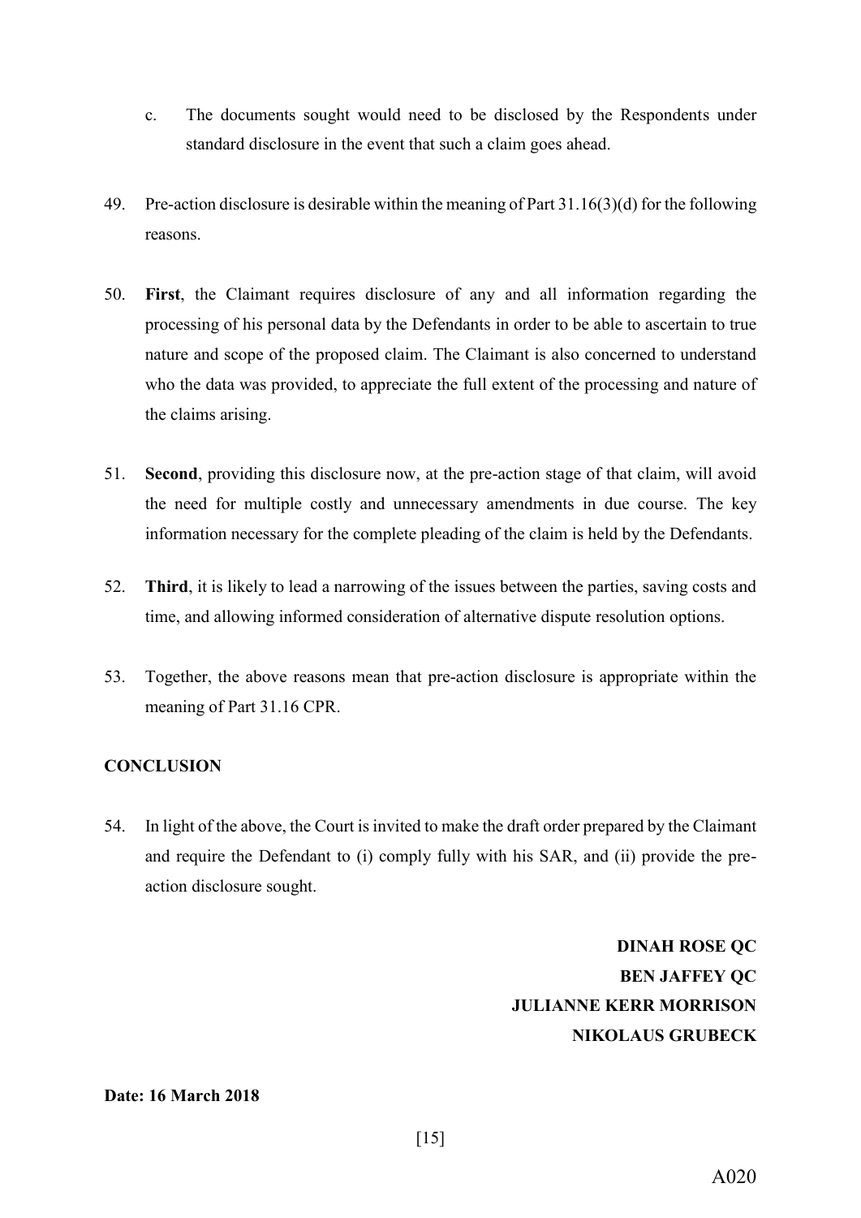c. The documents sought would need to be disclosed by the Respondents under standard disclosure in the event that such a claim goes ahead.

49. Pre-action disclosure is desirable within the meaning of Part 31.16(3)(d) for the following reasons.

50. **First**, the Claimant requires disclosure of any and all information regarding the processing of his personal data by the Defendants in order to be able to ascertain to true nature and scope of the proposed claim. The Claimant is also concerned to understand who the data was provided, to appreciate the full extent of the processing and nature of the claims arising.

51. **Second**, providing this disclosure now, at the pre-action stage of that claim, will avoid the need for multiple costly and unnecessary amendments in due course. The key information necessary for the complete pleading of the claim is held by the Defendants.

52. **Third**, it is likely to lead a narrowing of the issues between the parties, saving costs and time, and allowing informed consideration of alternative dispute resolution options.

53. Together, the above reasons mean that pre-action disclosure is appropriate within the meaning of Part 31.16 CPR.

**CONCLUSION**

54. In light of the above, the Court is invited to make the draft order prepared by the Claimant and require the Defendant to (i) comply fully with his SAR, and (ii) provide the pre-action disclosure sought.

**DINAH ROSE QC**
**BEN JAFFEY QC**
**JULIANNE KERR MORRISON**
**NIKOLAUS GRUBECK**

**Date: 16 March 2018**

A020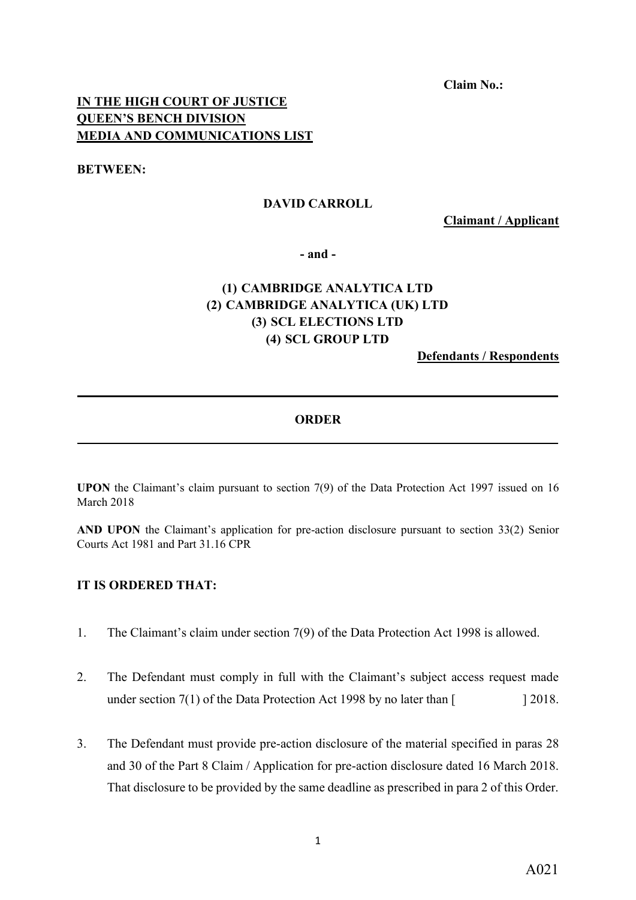**Claim No.:**

**IN THE HIGH COURT OF JUSTICE**
**QUEEN'S BENCH DIVISION**
**MEDIA AND COMMUNICATIONS LIST**

**BETWEEN:**

**DAVID CARROLL**

**Claimant / Applicant**

**- and -**

**(1) CAMBRIDGE ANALYTICA LTD**
**(2) CAMBRIDGE ANALYTICA (UK) LTD**
**(3) SCL ELECTIONS LTD**
**(4) SCL GROUP LTD**

**Defendants / Respondents**

---

**ORDER**

---

**UPON** the Claimant's claim pursuant to section 7(9) of the Data Protection Act 1997 issued on 16 March 2018

**AND UPON** the Claimant's application for pre-action disclosure pursuant to section 33(2) Senior Courts Act 1981 and Part 31.16 CPR

**IT IS ORDERED THAT:**

1. The Claimant's claim under section 7(9) of the Data Protection Act 1998 is allowed.

2. The Defendant must comply in full with the Claimant's subject access request made under section 7(1) of the Data Protection Act 1998 by no later than [ ] 2018.

3. The Defendant must provide pre-action disclosure of the material specified in paras 28 and 30 of the Part 8 Claim / Application for pre-action disclosure dated 16 March 2018. That disclosure to be provided by the same deadline as prescribed in para 2 of this Order.

A021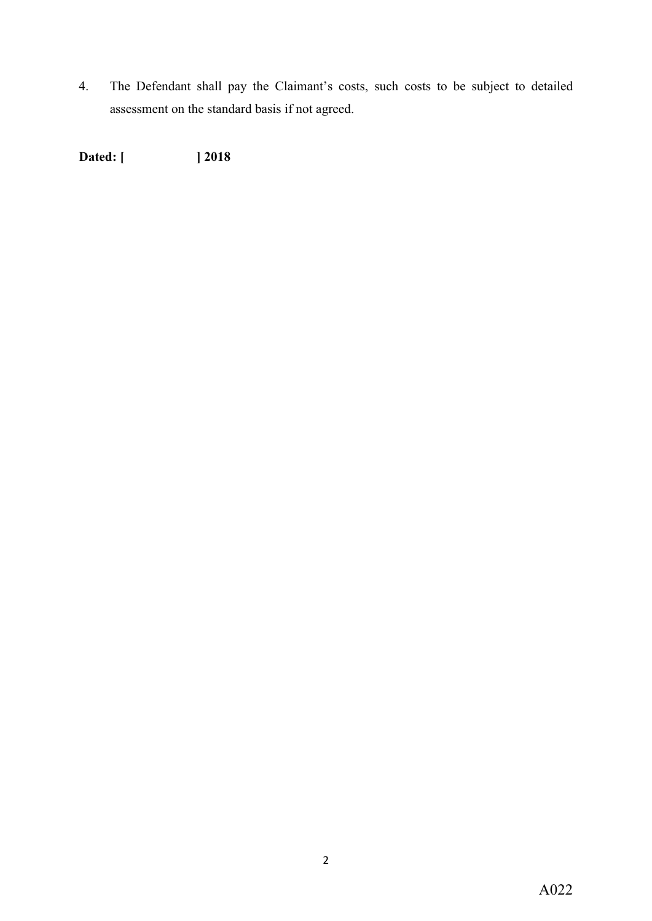4. The Defendant shall pay the Claimant's costs, such costs to be subject to detailed assessment on the standard basis if not agreed.

**Dated: [ ] 2018**

A022